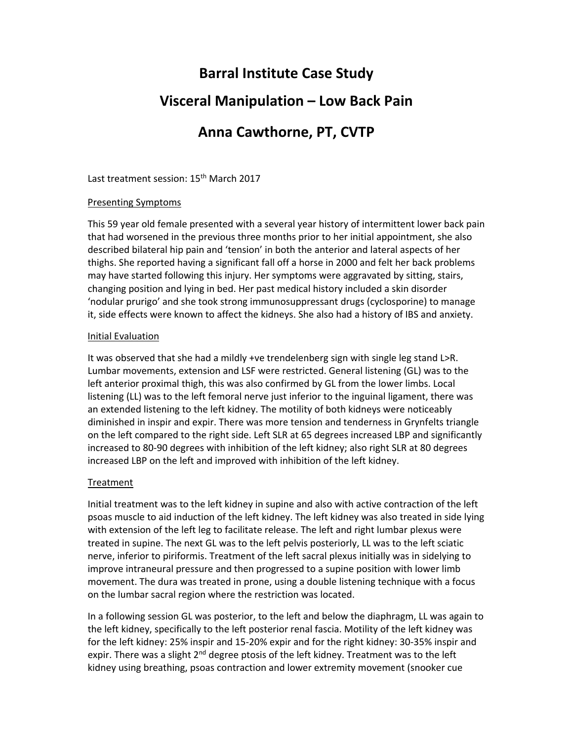# Barral Institute Case Study

# Visceral Manipulation – Low Back Pain

# Anna Cawthorne, PT, CVTP

Last treatment session: 15th March 2017

## Presenting Symptoms

This 59 year old female presented with a several year history of intermittent lower back pain that had worsened in the previous three months prior to her initial appointment, she also described bilateral hip pain and 'tension' in both the anterior and lateral aspects of her thighs. She reported having a significant fall off a horse in 2000 and felt her back problems may have started following this injury. Her symptoms were aggravated by sitting, stairs, changing position and lying in bed. Her past medical history included a skin disorder 'nodular prurigo' and she took strong immunosuppressant drugs (cyclosporine) to manage it, side effects were known to affect the kidneys. She also had a history of IBS and anxiety.

## Initial Evaluation

It was observed that she had a mildly +ve trendelenberg sign with single leg stand L>R. Lumbar movements, extension and LSF were restricted. General listening (GL) was to the left anterior proximal thigh, this was also confirmed by GL from the lower limbs. Local listening (LL) was to the left femoral nerve just inferior to the inguinal ligament, there was an extended listening to the left kidney. The motility of both kidneys were noticeably diminished in inspir and expir. There was more tension and tenderness in Grynfelts triangle on the left compared to the right side. Left SLR at 65 degrees increased LBP and significantly increased to 80-90 degrees with inhibition of the left kidney; also right SLR at 80 degrees increased LBP on the left and improved with inhibition of the left kidney.

## Treatment

Initial treatment was to the left kidney in supine and also with active contraction of the left psoas muscle to aid induction of the left kidney. The left kidney was also treated in side lying with extension of the left leg to facilitate release. The left and right lumbar plexus were treated in supine. The next GL was to the left pelvis posteriorly, LL was to the left sciatic nerve, inferior to piriformis. Treatment of the left sacral plexus initially was in sidelying to improve intraneural pressure and then progressed to a supine position with lower limb movement. The dura was treated in prone, using a double listening technique with a focus on the lumbar sacral region where the restriction was located.

In a following session GL was posterior, to the left and below the diaphragm, LL was again to the left kidney, specifically to the left posterior renal fascia. Motility of the left kidney was for the left kidney: 25% inspir and 15-20% expir and for the right kidney: 30-35% inspir and expir. There was a slight 2nd degree ptosis of the left kidney. Treatment was to the left kidney using breathing, psoas contraction and lower extremity movement (snooker cue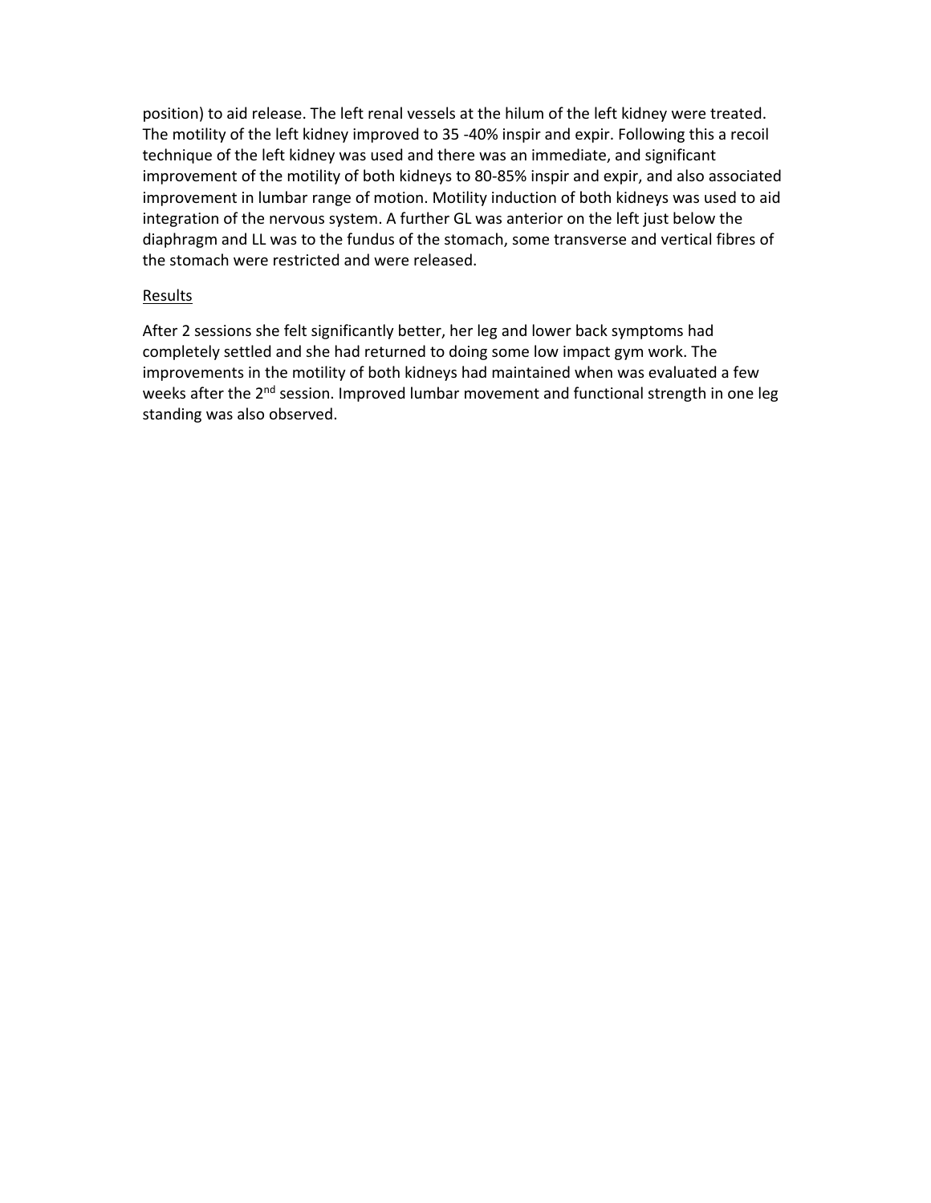position) to aid release. The left renal vessels at the hilum of the left kidney were treated. The motility of the left kidney improved to 35 -40% inspir and expir. Following this a recoil technique of the left kidney was used and there was an immediate, and significant improvement of the motility of both kidneys to 80-85% inspir and expir, and also associated improvement in lumbar range of motion. Motility induction of both kidneys was used to aid integration of the nervous system. A further GL was anterior on the left just below the diaphragm and LL was to the fundus of the stomach, some transverse and vertical fibres of the stomach were restricted and were released.

<u>Results</u>

After 2 sessions she felt significantly better, her leg and lower back symptoms had completely settled and she had returned to doing some low impact gym work. The improvements in the motility of both kidneys had maintained when was evaluated a few weeks after the 2nd session. Improved lumbar movement and functional strength in one leg standing was also observed.